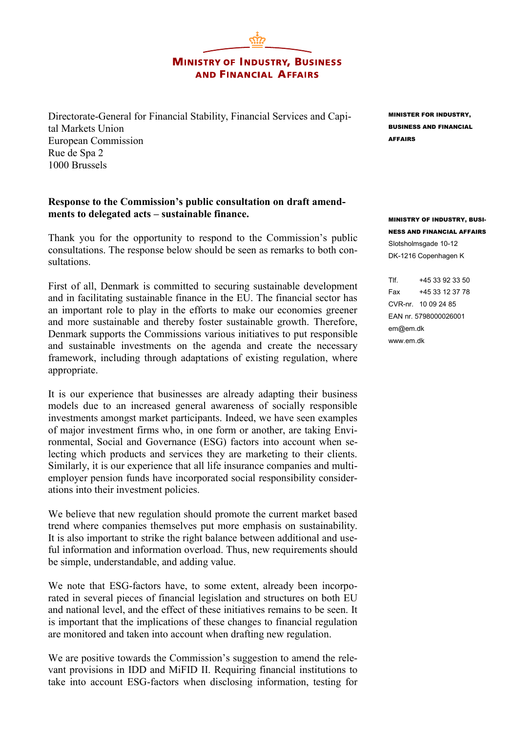**MINISTRY OF INDUSTRY, BUSINESS AND FINANCIAL AFFAIRS**

Directorate-General for Financial Stability, Financial Services and Capital Markets Union
European Commission
Rue de Spa 2
1000 Brussels

MINISTER FOR INDUSTRY, BUSINESS AND FINANCIAL AFFAIRS

MINISTRY OF INDUSTRY, BUSINESS AND FINANCIAL AFFAIRS
Slotsholmsgade 10-12
DK-1216 Copenhagen K

Tlf. +45 33 92 33 50
Fax +45 33 12 37 78
CVR-nr. 10 09 24 85
EAN nr. 5798000026001
em@em.dk
www.em.dk

**Response to the Commission's public consultation on draft amendments to delegated acts – sustainable finance.**

Thank you for the opportunity to respond to the Commission's public consultations. The response below should be seen as remarks to both consultations.

First of all, Denmark is committed to securing sustainable development and in facilitating sustainable finance in the EU. The financial sector has an important role to play in the efforts to make our economies greener and more sustainable and thereby foster sustainable growth. Therefore, Denmark supports the Commissions various initiatives to put responsible and sustainable investments on the agenda and create the necessary framework, including through adaptations of existing regulation, where appropriate.

It is our experience that businesses are already adapting their business models due to an increased general awareness of socially responsible investments amongst market participants. Indeed, we have seen examples of major investment firms who, in one form or another, are taking Environmental, Social and Governance (ESG) factors into account when selecting which products and services they are marketing to their clients. Similarly, it is our experience that all life insurance companies and multi-employer pension funds have incorporated social responsibility considerations into their investment policies.

We believe that new regulation should promote the current market based trend where companies themselves put more emphasis on sustainability. It is also important to strike the right balance between additional and useful information and information overload. Thus, new requirements should be simple, understandable, and adding value.

We note that ESG-factors have, to some extent, already been incorporated in several pieces of financial legislation and structures on both EU and national level, and the effect of these initiatives remains to be seen. It is important that the implications of these changes to financial regulation are monitored and taken into account when drafting new regulation.

We are positive towards the Commission's suggestion to amend the relevant provisions in IDD and MiFID II. Requiring financial institutions to take into account ESG-factors when disclosing information, testing for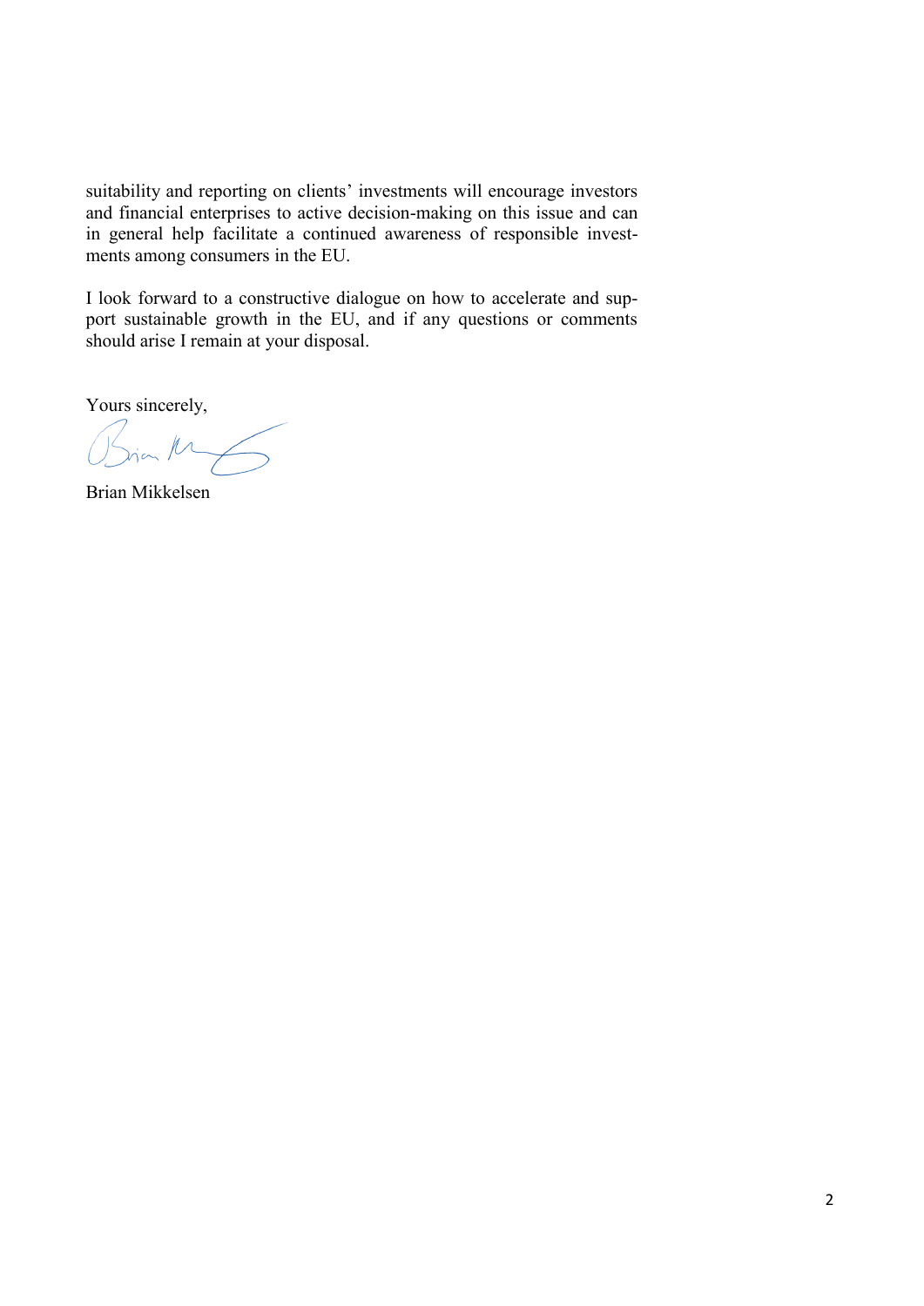suitability and reporting on clients' investments will encourage investors and financial enterprises to active decision-making on this issue and can in general help facilitate a continued awareness of responsible investments among consumers in the EU.

I look forward to a constructive dialogue on how to accelerate and support sustainable growth in the EU, and if any questions or comments should arise I remain at your disposal.

Yours sincerely,

Brian Mikkelsen